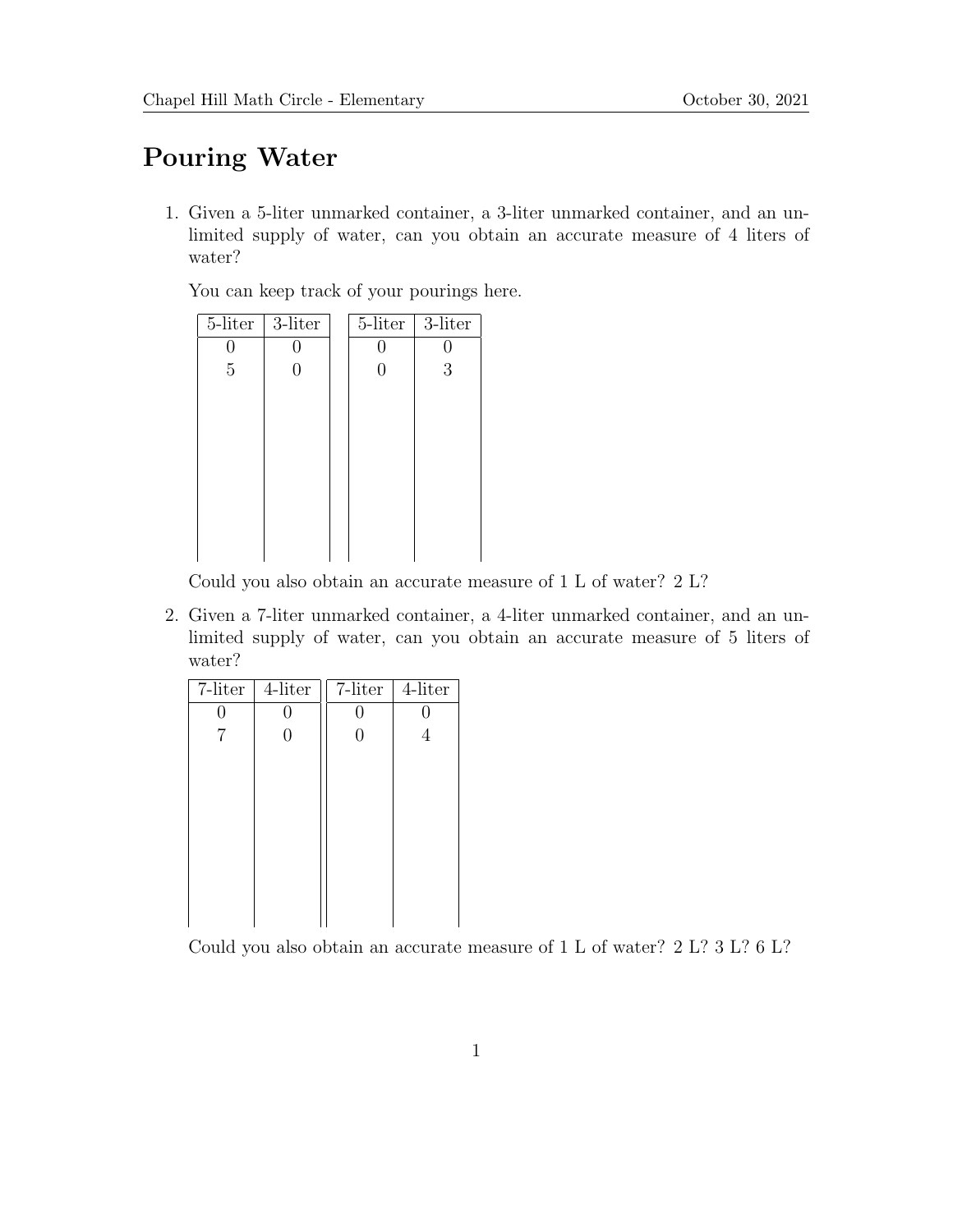# Pouring Water

1. Given a 5-liter unmarked container, a 3-liter unmarked container, and an unlimited supply of water, can you obtain an accurate measure of 4 liters of water?

   You can keep track of your pourings here.

   | 5-liter | 3-liter |
   |---|---|
   | 0 | 0 |
   | 5 | 0 |

   | 5-liter | 3-liter |
   |---|---|
   | 0 | 0 |
   | 0 | 3 |

   Could you also obtain an accurate measure of 1 L of water? 2 L?

2. Given a 7-liter unmarked container, a 4-liter unmarked container, and an unlimited supply of water, can you obtain an accurate measure of 5 liters of water?

   | 7-liter | 4-liter |
   |---|---|
   | 0 | 0 |
   | 7 | 0 |

   | 7-liter | 4-liter |
   |---|---|
   | 0 | 0 |
   | 0 | 4 |

   Could you also obtain an accurate measure of 1 L of water? 2 L? 3 L? 6 L?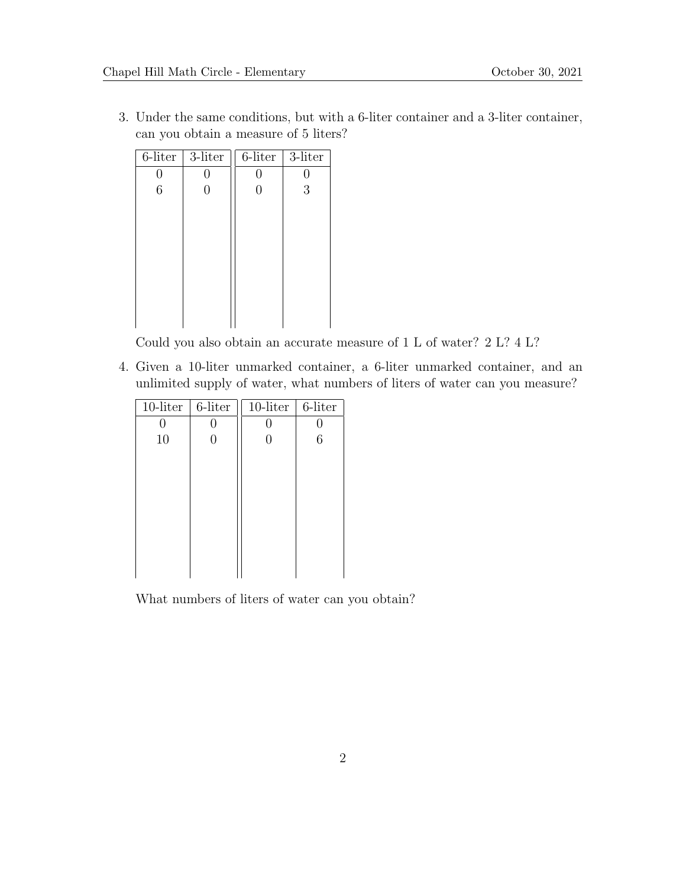3. Under the same conditions, but with a 6-liter container and a 3-liter container, can you obtain a measure of 5 liters?

| 6-liter | 3-liter | 6-liter | 3-liter |
|---|---|---|---|
| 0 | 0 | 0 | 0 |
| 6 | 0 | 0 | 3 |
| | | | |
| | | | |
| | | | |
| | | | |
| | | | |
| | | | |
| | | | |

   Could you also obtain an accurate measure of 1 L of water? 2 L? 4 L?

4. Given a 10-liter unmarked container, a 6-liter unmarked container, and an unlimited supply of water, what numbers of liters of water can you measure?

| 10-liter | 6-liter | 10-liter | 6-liter |
|---|---|---|---|
| 0 | 0 | 0 | 0 |
| 10 | 0 | 0 | 6 |
| | | | |
| | | | |
| | | | |
| | | | |
| | | | |
| | | | |
| | | | |

   What numbers of liters of water can you obtain?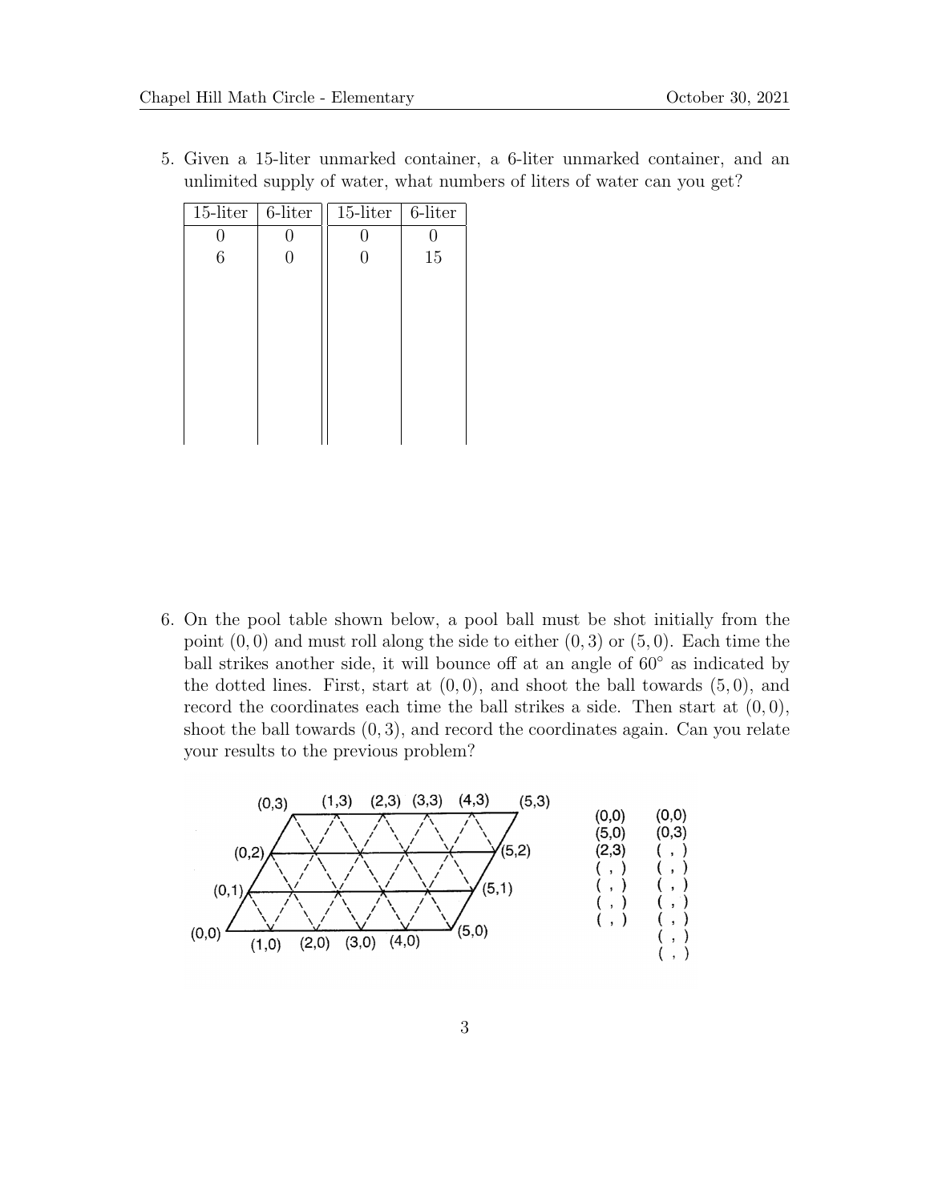5. Given a 15-liter unmarked container, a 6-liter unmarked container, and an unlimited supply of water, what numbers of liters of water can you get?

| 15-liter | 6-liter | 15-liter | 6-liter |
|---|---|---|---|
| 0 | 0 | 0 | 0 |
| 6 | 0 | 0 | 15 |
| | | | |
| | | | |
| | | | |
| | | | |
| | | | |
| | | | |
| | | | |
| | | | |

6. On the pool table shown below, a pool ball must be shot initially from the point $(0, 0)$ and must roll along the side to either $(0, 3)$ or $(5, 0)$. Each time the ball strikes another side, it will bounce off at an angle of $60^\circ$ as indicated by the dotted lines. First, start at $(0, 0)$, and shoot the ball towards $(5, 0)$, and record the coordinates each time the ball strikes a side. Then start at $(0, 0)$, shoot the ball towards $(0, 3)$, and record the coordinates again. Can you relate your results to the previous problem?

| | |
|---|---|
| (0,0) | (0,0) |
| (5,0) | (0,3) |
| (2,3) | ( , ) |
| ( , ) | ( , ) |
| ( , ) | ( , ) |
| ( , ) | ( , ) |
| ( , ) | ( , ) |
| | ( , ) |
| | ( , ) |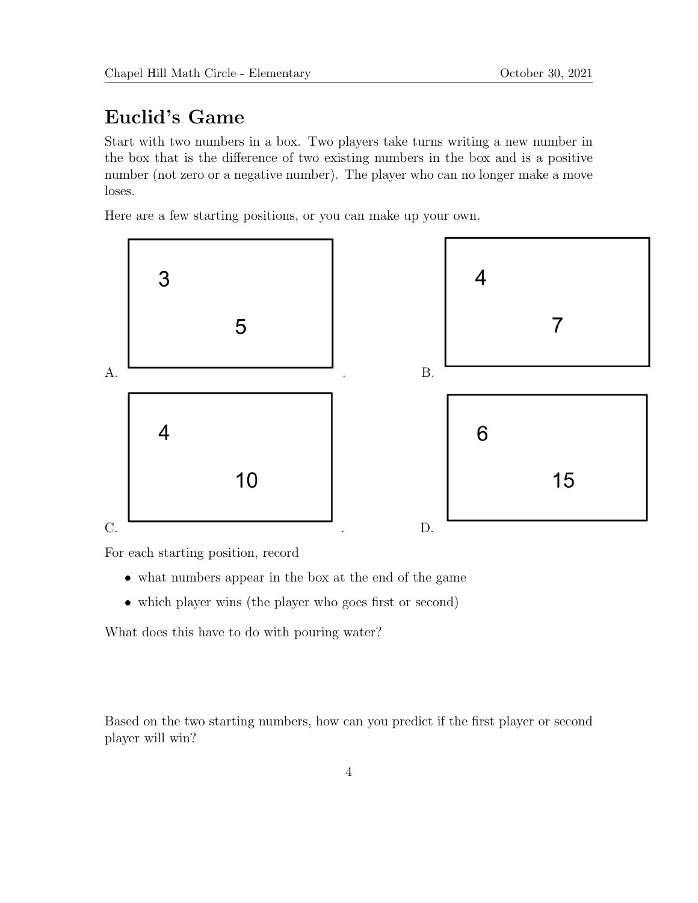# Euclid's Game

Start with two numbers in a box. Two players take turns writing a new number in the box that is the difference of two existing numbers in the box and is a positive number (not zero or a negative number). The player who can no longer make a move loses.

Here are a few starting positions, or you can make up your own.

A. Box containing: 3, 5.

B. Box containing: 4, 7

C. Box containing: 4, 10.

D. Box containing: 6, 15

For each starting position, record

- what numbers appear in the box at the end of the game
- which player wins (the player who goes first or second)

What does this have to do with pouring water?

Based on the two starting numbers, how can you predict if the first player or second player will win?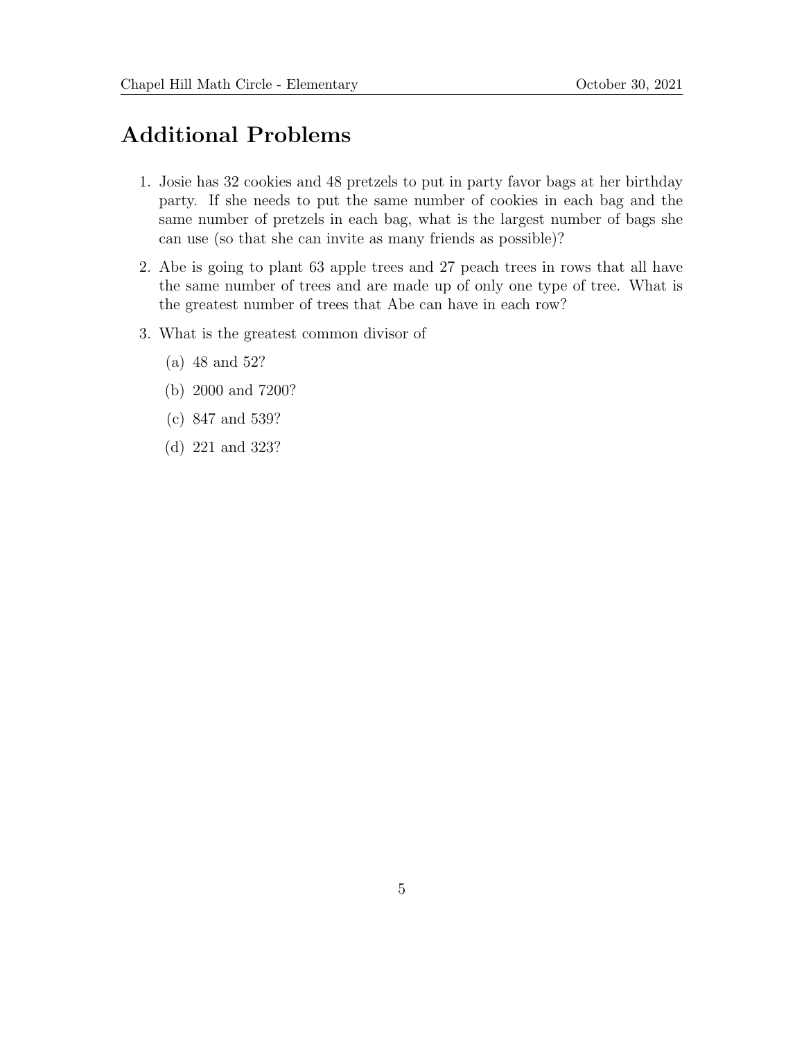## Additional Problems

1. Josie has 32 cookies and 48 pretzels to put in party favor bags at her birthday party. If she needs to put the same number of cookies in each bag and the same number of pretzels in each bag, what is the largest number of bags she can use (so that she can invite as many friends as possible)?
2. Abe is going to plant 63 apple trees and 27 peach trees in rows that all have the same number of trees and are made up of only one type of tree. What is the greatest number of trees that Abe can have in each row?
3. What is the greatest common divisor of
   (a) 48 and 52?
   (b) 2000 and 7200?
   (c) 847 and 539?
   (d) 221 and 323?